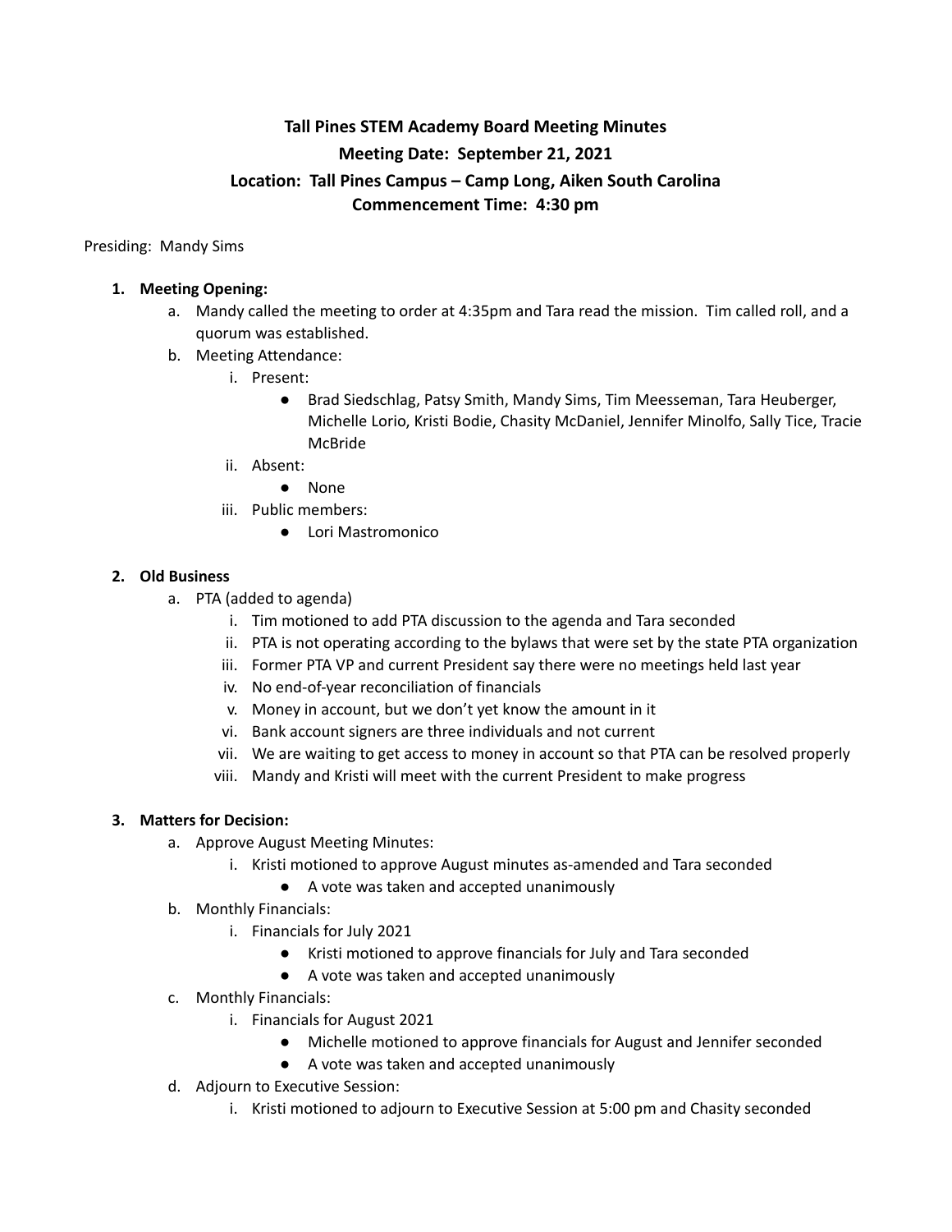# Tall Pines STEM Academy Board Meeting Minutes

## Meeting Date: September 21, 2021

## Location: Tall Pines Campus – Camp Long, Aiken South Carolina

## Commencement Time: 4:30 pm

Presiding: Mandy Sims

1. **Meeting Opening:**
   a. Mandy called the meeting to order at 4:35pm and Tara read the mission. Tim called roll, and a quorum was established.
   b. Meeting Attendance:
      i. Present:
         - Brad Siedschlag, Patsy Smith, Mandy Sims, Tim Meesseman, Tara Heuberger, Michelle Lorio, Kristi Bodie, Chasity McDaniel, Jennifer Minolfo, Sally Tice, Tracie McBride
      ii. Absent:
         - None
      iii. Public members:
         - Lori Mastromonico

2. **Old Business**
   a. PTA (added to agenda)
      i. Tim motioned to add PTA discussion to the agenda and Tara seconded
      ii. PTA is not operating according to the bylaws that were set by the state PTA organization
      iii. Former PTA VP and current President say there were no meetings held last year
      iv. No end-of-year reconciliation of financials
      v. Money in account, but we don't yet know the amount in it
      vi. Bank account signers are three individuals and not current
      vii. We are waiting to get access to money in account so that PTA can be resolved properly
      viii. Mandy and Kristi will meet with the current President to make progress

3. **Matters for Decision:**
   a. Approve August Meeting Minutes:
      i. Kristi motioned to approve August minutes as-amended and Tara seconded
         - A vote was taken and accepted unanimously
   b. Monthly Financials:
      i. Financials for July 2021
         - Kristi motioned to approve financials for July and Tara seconded
         - A vote was taken and accepted unanimously
   c. Monthly Financials:
      i. Financials for August 2021
         - Michelle motioned to approve financials for August and Jennifer seconded
         - A vote was taken and accepted unanimously
   d. Adjourn to Executive Session:
      i. Kristi motioned to adjourn to Executive Session at 5:00 pm and Chasity seconded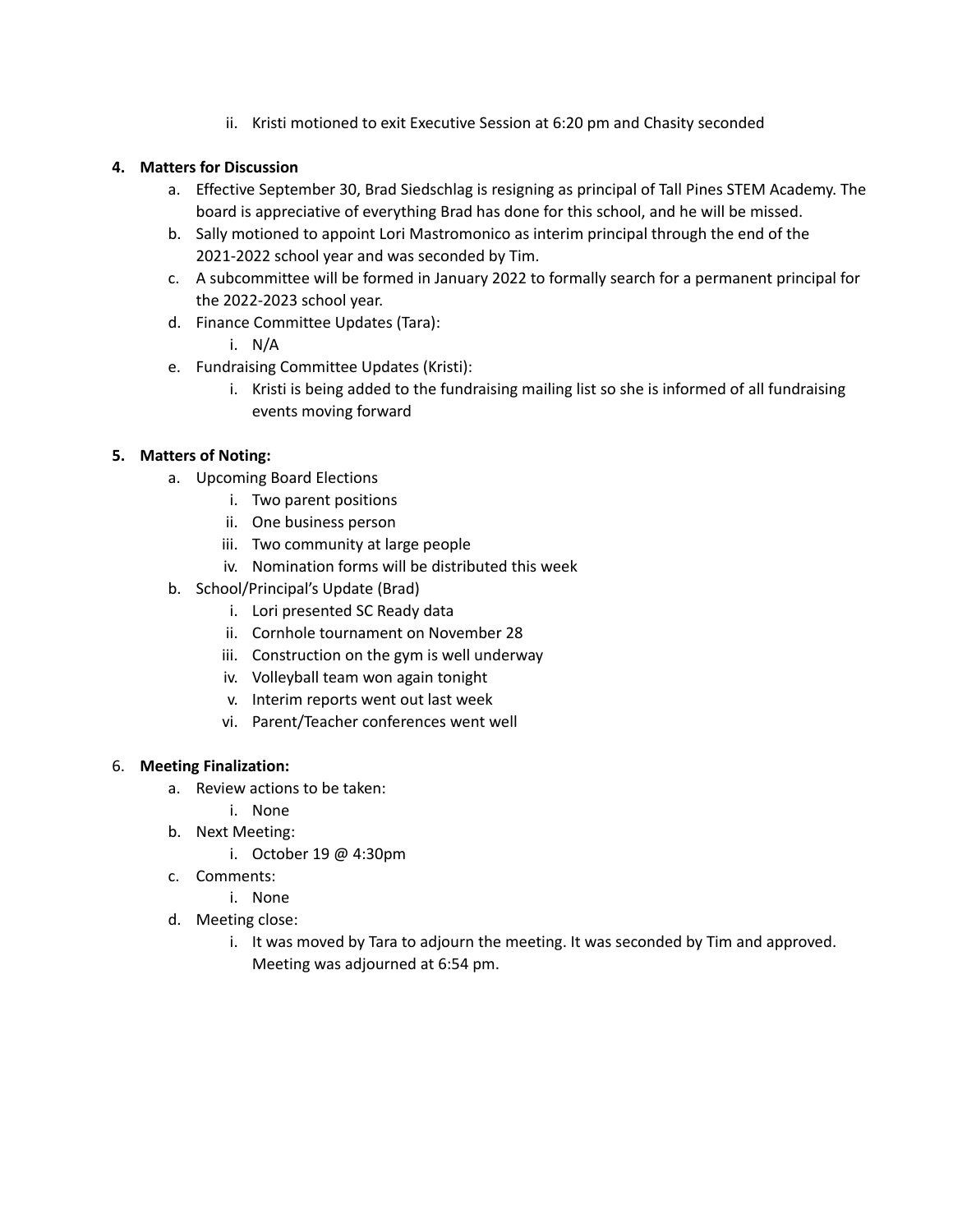ii. Kristi motioned to exit Executive Session at 6:20 pm and Chasity seconded

4. **Matters for Discussion**
   a. Effective September 30, Brad Siedschlag is resigning as principal of Tall Pines STEM Academy. The board is appreciative of everything Brad has done for this school, and he will be missed.
   b. Sally motioned to appoint Lori Mastromonico as interim principal through the end of the 2021-2022 school year and was seconded by Tim.
   c. A subcommittee will be formed in January 2022 to formally search for a permanent principal for the 2022-2023 school year.
   d. Finance Committee Updates (Tara):
      i. N/A
   e. Fundraising Committee Updates (Kristi):
      i. Kristi is being added to the fundraising mailing list so she is informed of all fundraising events moving forward

5. **Matters of Noting:**
   a. Upcoming Board Elections
      i. Two parent positions
      ii. One business person
      iii. Two community at large people
      iv. Nomination forms will be distributed this week
   b. School/Principal's Update (Brad)
      i. Lori presented SC Ready data
      ii. Cornhole tournament on November 28
      iii. Construction on the gym is well underway
      iv. Volleyball team won again tonight
      v. Interim reports went out last week
      vi. Parent/Teacher conferences went well

6. **Meeting Finalization:**
   a. Review actions to be taken:
      i. None
   b. Next Meeting:
      i. October 19 @ 4:30pm
   c. Comments:
      i. None
   d. Meeting close:
      i. It was moved by Tara to adjourn the meeting. It was seconded by Tim and approved. Meeting was adjourned at 6:54 pm.